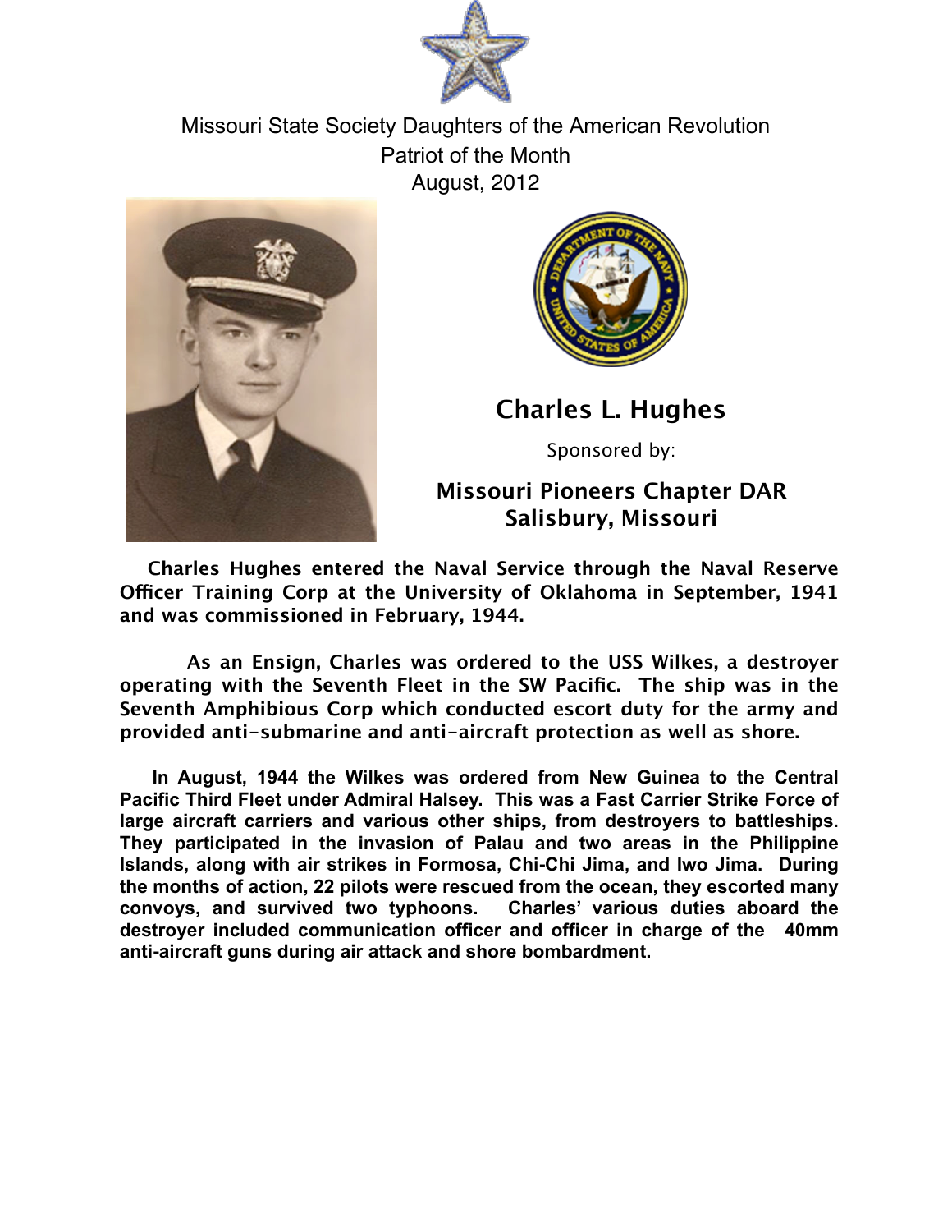Missouri State Society Daughters of the American Revolution
Patriot of the Month
August, 2012

## Charles L. Hughes

Sponsored by:

**Missouri Pioneers Chapter DAR**
**Salisbury, Missouri**

**Charles Hughes entered the Naval Service through the Naval Reserve Officer Training Corp at the University of Oklahoma in September, 1941 and was commissioned in February, 1944.**

**As an Ensign, Charles was ordered to the USS Wilkes, a destroyer operating with the Seventh Fleet in the SW Pacific. The ship was in the Seventh Amphibious Corp which conducted escort duty for the army and provided anti-submarine and anti-aircraft protection as well as shore.**

**In August, 1944 the Wilkes was ordered from New Guinea to the Central Pacific Third Fleet under Admiral Halsey. This was a Fast Carrier Strike Force of large aircraft carriers and various other ships, from destroyers to battleships. They participated in the invasion of Palau and two areas in the Philippine Islands, along with air strikes in Formosa, Chi-Chi Jima, and Iwo Jima. During the months of action, 22 pilots were rescued from the ocean, they escorted many convoys, and survived two typhoons. Charles' various duties aboard the destroyer included communication officer and officer in charge of the 40mm anti-aircraft guns during air attack and shore bombardment.**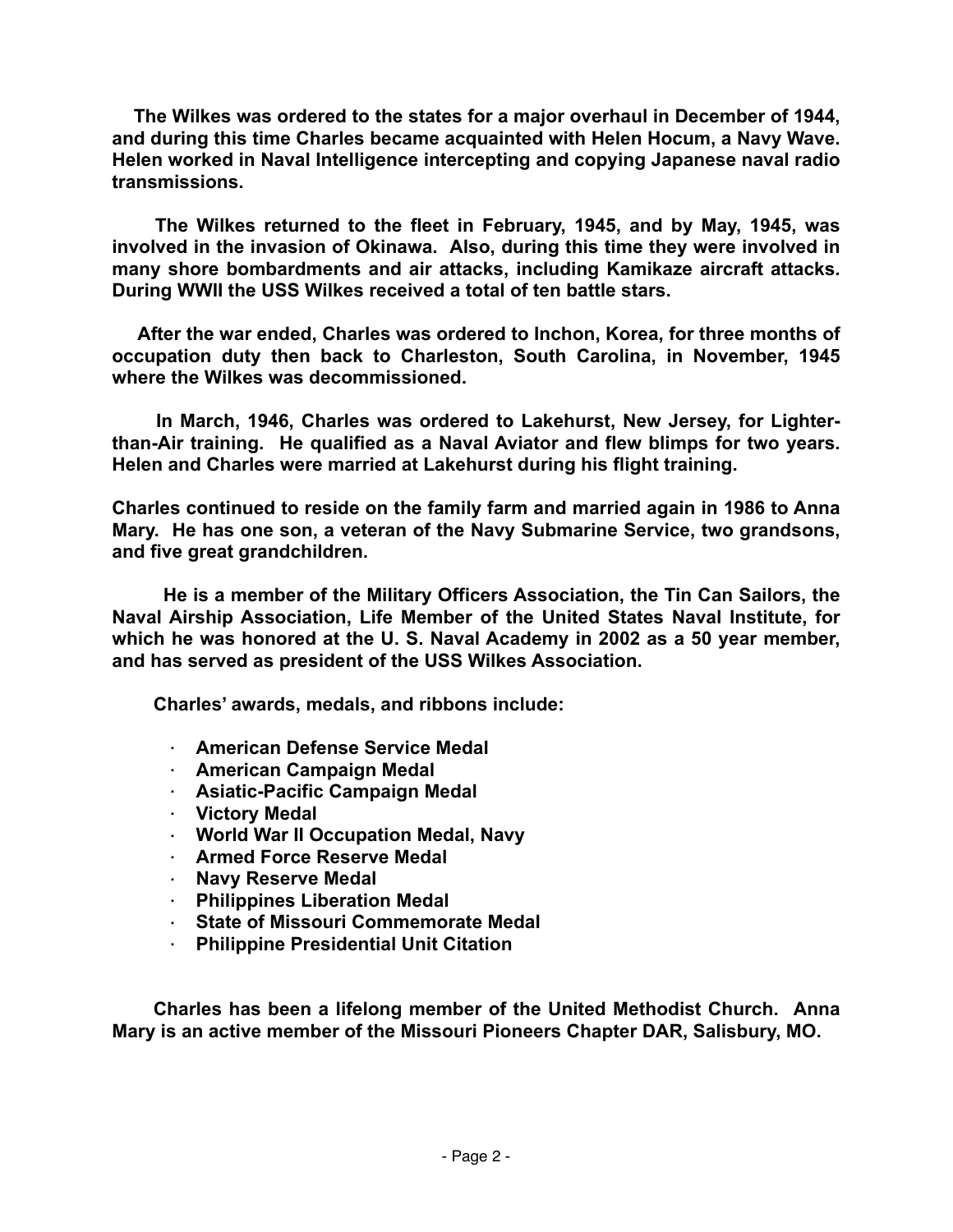**The Wilkes was ordered to the states for a major overhaul in December of 1944, and during this time Charles became acquainted with Helen Hocum, a Navy Wave. Helen worked in Naval Intelligence intercepting and copying Japanese naval radio transmissions.**

**The Wilkes returned to the fleet in February, 1945, and by May, 1945, was involved in the invasion of Okinawa. Also, during this time they were involved in many shore bombardments and air attacks, including Kamikaze aircraft attacks. During WWII the USS Wilkes received a total of ten battle stars.**

**After the war ended, Charles was ordered to Inchon, Korea, for three months of occupation duty then back to Charleston, South Carolina, in November, 1945 where the Wilkes was decommissioned.**

**In March, 1946, Charles was ordered to Lakehurst, New Jersey, for Lighter-than-Air training. He qualified as a Naval Aviator and flew blimps for two years. Helen and Charles were married at Lakehurst during his flight training.**

**Charles continued to reside on the family farm and married again in 1986 to Anna Mary. He has one son, a veteran of the Navy Submarine Service, two grandsons, and five great grandchildren.**

**He is a member of the Military Officers Association, the Tin Can Sailors, the Naval Airship Association, Life Member of the United States Naval Institute, for which he was honored at the U. S. Naval Academy in 2002 as a 50 year member, and has served as president of the USS Wilkes Association.**

**Charles' awards, medals, and ribbons include:**

- **American Defense Service Medal**
- **American Campaign Medal**
- **Asiatic-Pacific Campaign Medal**
- **Victory Medal**
- **World War II Occupation Medal, Navy**
- **Armed Force Reserve Medal**
- **Navy Reserve Medal**
- **Philippines Liberation Medal**
- **State of Missouri Commemorate Medal**
- **Philippine Presidential Unit Citation**

**Charles has been a lifelong member of the United Methodist Church. Anna Mary is an active member of the Missouri Pioneers Chapter DAR, Salisbury, MO.**